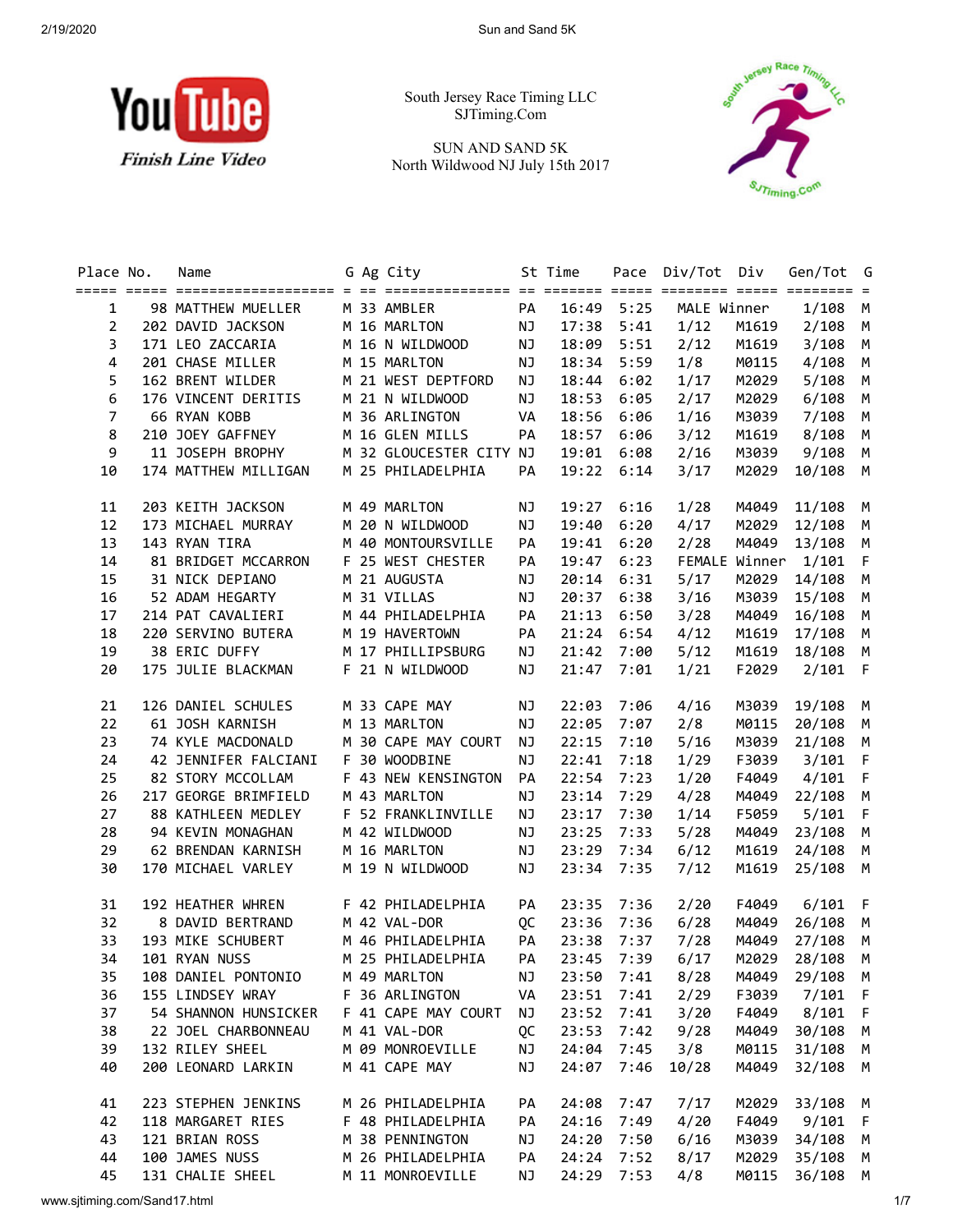YouTube *Finish Line Video*

South Jersey Race Timing LLC
SJTiming.Com

SUN AND SAND 5K
North Wildwood NJ July 15th 2017

| Place | No. | Name | G | Ag | City | St | Time | Pace | Div/Tot | Div | Gen/Tot | G |
|---|---|---|---|---|---|---|---|---|---|---|---|---|
| 1 | 98 | MATTHEW MUELLER | M | 33 | AMBLER | PA | 16:49 | 5:25 | MALE Winner | | 1/108 | M |
| 2 | 202 | DAVID JACKSON | M | 16 | MARLTON | NJ | 17:38 | 5:41 | 1/12 | M1619 | 2/108 | M |
| 3 | 171 | LEO ZACCARIA | M | 16 | N WILDWOOD | NJ | 18:09 | 5:51 | 2/12 | M1619 | 3/108 | M |
| 4 | 201 | CHASE MILLER | M | 15 | MARLTON | NJ | 18:34 | 5:59 | 1/8 | M0115 | 4/108 | M |
| 5 | 162 | BRENT WILDER | M | 21 | WEST DEPTFORD | NJ | 18:44 | 6:02 | 1/17 | M2029 | 5/108 | M |
| 6 | 176 | VINCENT DERITIS | M | 21 | N WILDWOOD | NJ | 18:53 | 6:05 | 2/17 | M2029 | 6/108 | M |
| 7 | 66 | RYAN KOBB | M | 36 | ARLINGTON | VA | 18:56 | 6:06 | 1/16 | M3039 | 7/108 | M |
| 8 | 210 | JOEY GAFFNEY | M | 16 | GLEN MILLS | PA | 18:57 | 6:06 | 3/12 | M1619 | 8/108 | M |
| 9 | 11 | JOSEPH BROPHY | M | 32 | GLOUCESTER CITY | NJ | 19:01 | 6:08 | 2/16 | M3039 | 9/108 | M |
| 10 | 174 | MATTHEW MILLIGAN | M | 25 | PHILADELPHIA | PA | 19:22 | 6:14 | 3/17 | M2029 | 10/108 | M |
| 11 | 203 | KEITH JACKSON | M | 49 | MARLTON | NJ | 19:27 | 6:16 | 1/28 | M4049 | 11/108 | M |
| 12 | 173 | MICHAEL MURRAY | M | 20 | N WILDWOOD | NJ | 19:40 | 6:20 | 4/17 | M2029 | 12/108 | M |
| 13 | 143 | RYAN TIRA | M | 40 | MONTOURSVILLE | PA | 19:41 | 6:20 | 2/28 | M4049 | 13/108 | M |
| 14 | 81 | BRIDGET MCCARRON | F | 25 | WEST CHESTER | PA | 19:47 | 6:23 | FEMALE Winner | | 1/101 | F |
| 15 | 31 | NICK DEPIANO | M | 21 | AUGUSTA | NJ | 20:14 | 6:31 | 5/17 | M2029 | 14/108 | M |
| 16 | 52 | ADAM HEGARTY | M | 31 | VILLAS | NJ | 20:37 | 6:38 | 3/16 | M3039 | 15/108 | M |
| 17 | 214 | PAT CAVALIERI | M | 44 | PHILADELPHIA | PA | 21:13 | 6:50 | 3/28 | M4049 | 16/108 | M |
| 18 | 220 | SERVINO BUTERA | M | 19 | HAVERTOWN | PA | 21:24 | 6:54 | 4/12 | M1619 | 17/108 | M |
| 19 | 38 | ERIC DUFFY | M | 17 | PHILLIPSBURG | NJ | 21:42 | 7:00 | 5/12 | M1619 | 18/108 | M |
| 20 | 175 | JULIE BLACKMAN | F | 21 | N WILDWOOD | NJ | 21:47 | 7:01 | 1/21 | F2029 | 2/101 | F |
| 21 | 126 | DANIEL SCHULES | M | 33 | CAPE MAY | NJ | 22:03 | 7:06 | 4/16 | M3039 | 19/108 | M |
| 22 | 61 | JOSH KARNISH | M | 13 | MARLTON | NJ | 22:05 | 7:07 | 2/8 | M0115 | 20/108 | M |
| 23 | 74 | KYLE MACDONALD | M | 30 | CAPE MAY COURT | NJ | 22:15 | 7:10 | 5/16 | M3039 | 21/108 | M |
| 24 | 42 | JENNIFER FALCIANI | F | 30 | WOODBINE | NJ | 22:41 | 7:18 | 1/29 | F3039 | 3/101 | F |
| 25 | 82 | STORY MCCOLLAM | F | 43 | NEW KENSINGTON | PA | 22:54 | 7:23 | 1/20 | F4049 | 4/101 | F |
| 26 | 217 | GEORGE BRIMFIELD | M | 43 | MARLTON | NJ | 23:14 | 7:29 | 4/28 | M4049 | 22/108 | M |
| 27 | 88 | KATHLEEN MEDLEY | F | 52 | FRANKLINVILLE | NJ | 23:17 | 7:30 | 1/14 | F5059 | 5/101 | F |
| 28 | 94 | KEVIN MONAGHAN | M | 42 | WILDWOOD | NJ | 23:25 | 7:33 | 5/28 | M4049 | 23/108 | M |
| 29 | 62 | BRENDAN KARNISH | M | 16 | MARLTON | NJ | 23:29 | 7:34 | 6/12 | M1619 | 24/108 | M |
| 30 | 170 | MICHAEL VARLEY | M | 19 | N WILDWOOD | NJ | 23:34 | 7:35 | 7/12 | M1619 | 25/108 | M |
| 31 | 192 | HEATHER WHREN | F | 42 | PHILADELPHIA | PA | 23:35 | 7:36 | 2/20 | F4049 | 6/101 | F |
| 32 | 8 | DAVID BERTRAND | M | 42 | VAL-DOR | QC | 23:36 | 7:36 | 6/28 | M4049 | 26/108 | M |
| 33 | 193 | MIKE SCHUBERT | M | 46 | PHILADELPHIA | PA | 23:38 | 7:37 | 7/28 | M4049 | 27/108 | M |
| 34 | 101 | RYAN NUSS | M | 25 | PHILADELPHIA | PA | 23:45 | 7:39 | 6/17 | M2029 | 28/108 | M |
| 35 | 108 | DANIEL PONTONIO | M | 49 | MARLTON | NJ | 23:50 | 7:41 | 8/28 | M4049 | 29/108 | M |
| 36 | 155 | LINDSEY WRAY | F | 36 | ARLINGTON | VA | 23:51 | 7:41 | 2/29 | F3039 | 7/101 | F |
| 37 | 54 | SHANNON HUNSICKER | F | 41 | CAPE MAY COURT | NJ | 23:52 | 7:41 | 3/20 | F4049 | 8/101 | F |
| 38 | 22 | JOEL CHARBONNEAU | M | 41 | VAL-DOR | QC | 23:53 | 7:42 | 9/28 | M4049 | 30/108 | M |
| 39 | 132 | RILEY SHEEL | M | 09 | MONROEVILLE | NJ | 24:04 | 7:45 | 3/8 | M0115 | 31/108 | M |
| 40 | 200 | LEONARD LARKIN | M | 41 | CAPE MAY | NJ | 24:07 | 7:46 | 10/28 | M4049 | 32/108 | M |
| 41 | 223 | STEPHEN JENKINS | M | 26 | PHILADELPHIA | PA | 24:08 | 7:47 | 7/17 | M2029 | 33/108 | M |
| 42 | 118 | MARGARET RIES | F | 48 | PHILADELPHIA | PA | 24:16 | 7:49 | 4/20 | F4049 | 9/101 | F |
| 43 | 121 | BRIAN ROSS | M | 38 | PENNINGTON | NJ | 24:20 | 7:50 | 6/16 | M3039 | 34/108 | M |
| 44 | 100 | JAMES NUSS | M | 26 | PHILADELPHIA | PA | 24:24 | 7:52 | 8/17 | M2029 | 35/108 | M |
| 45 | 131 | CHALIE SHEEL | M | 11 | MONROEVILLE | NJ | 24:29 | 7:53 | 4/8 | M0115 | 36/108 | M |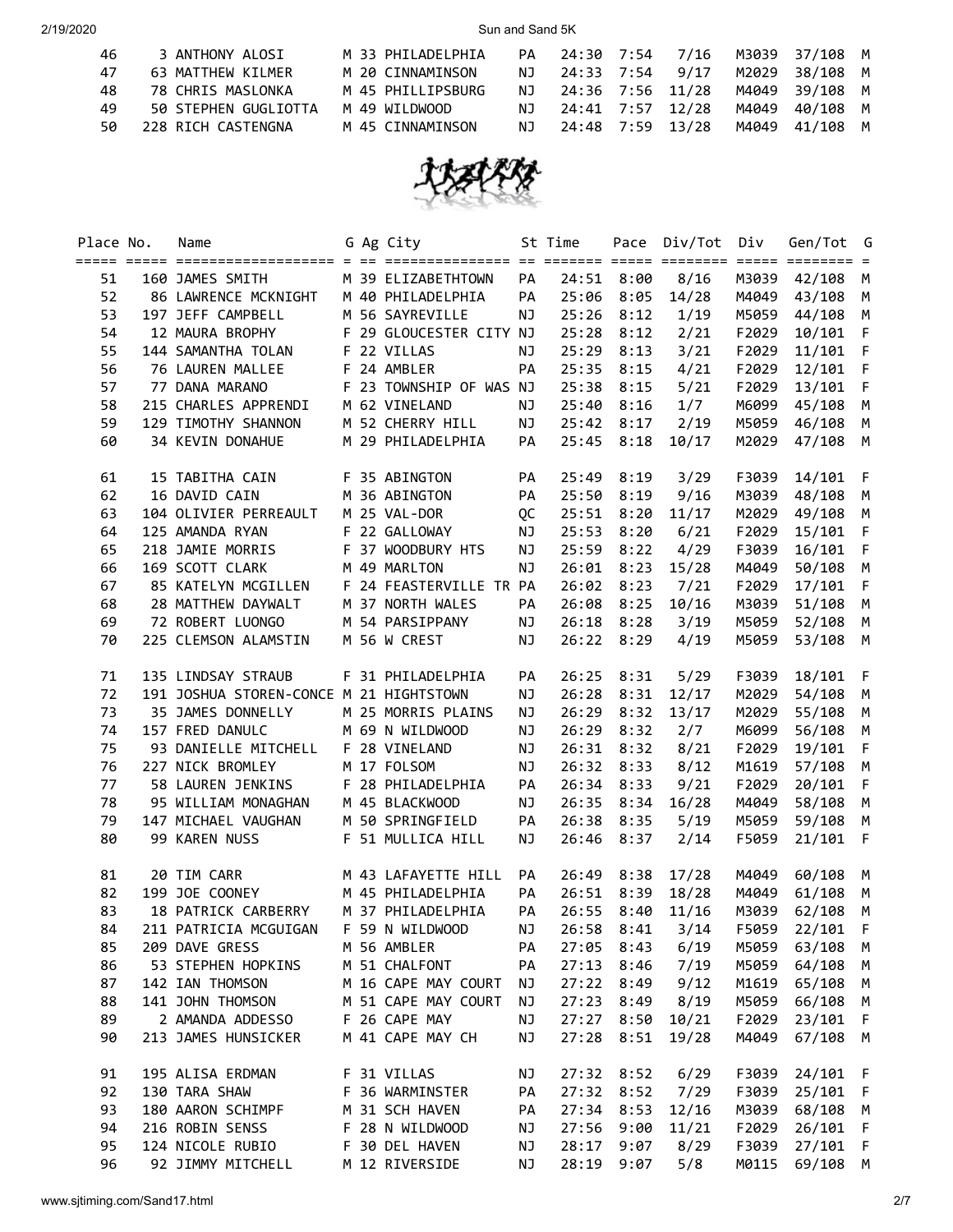| Place | No. | Name | G | Ag | City | St | Time | Pace | Div/Tot | Div | Gen/Tot | G |
|---|---|---|---|---|---|---|---|---|---|---|---|---|
| 46 | 3 | ANTHONY ALOSI | M | 33 | PHILADELPHIA | PA | 24:30 | 7:54 | 7/16 | M3039 | 37/108 | M |
| 47 | 63 | MATTHEW KILMER | M | 20 | CINNAMINSON | NJ | 24:33 | 7:54 | 9/17 | M2029 | 38/108 | M |
| 48 | 78 | CHRIS MASLONKA | M | 45 | PHILLIPSBURG | NJ | 24:36 | 7:56 | 11/28 | M4049 | 39/108 | M |
| 49 | 50 | STEPHEN GUGLIOTTA | M | 49 | WILDWOOD | NJ | 24:41 | 7:57 | 12/28 | M4049 | 40/108 | M |
| 50 | 228 | RICH CASTENGNA | M | 45 | CINNAMINSON | NJ | 24:48 | 7:59 | 13/28 | M4049 | 41/108 | M |

| Place | No. | Name | G | Ag | City | St | Time | Pace | Div/Tot | Div | Gen/Tot | G |
|---|---|---|---|---|---|---|---|---|---|---|---|---|
| 51 | 160 | JAMES SMITH | M | 39 | ELIZABETHTOWN | PA | 24:51 | 8:00 | 8/16 | M3039 | 42/108 | M |
| 52 | 86 | LAWRENCE MCKNIGHT | M | 40 | PHILADELPHIA | PA | 25:06 | 8:05 | 14/28 | M4049 | 43/108 | M |
| 53 | 197 | JEFF CAMPBELL | M | 56 | SAYREVILLE | NJ | 25:26 | 8:12 | 1/19 | M5059 | 44/108 | M |
| 54 | 12 | MAURA BROPHY | F | 29 | GLOUCESTER CITY | NJ | 25:28 | 8:12 | 2/21 | F2029 | 10/101 | F |
| 55 | 144 | SAMANTHA TOLAN | F | 22 | VILLAS | NJ | 25:29 | 8:13 | 3/21 | F2029 | 11/101 | F |
| 56 | 76 | LAUREN MALLEE | F | 24 | AMBLER | PA | 25:35 | 8:15 | 4/21 | F2029 | 12/101 | F |
| 57 | 77 | DANA MARANO | F | 23 | TOWNSHIP OF WAS | NJ | 25:38 | 8:15 | 5/21 | F2029 | 13/101 | F |
| 58 | 215 | CHARLES APPRENDI | M | 62 | VINELAND | NJ | 25:40 | 8:16 | 1/7 | M6099 | 45/108 | M |
| 59 | 129 | TIMOTHY SHANNON | M | 52 | CHERRY HILL | NJ | 25:42 | 8:17 | 2/19 | M5059 | 46/108 | M |
| 60 | 34 | KEVIN DONAHUE | M | 29 | PHILADELPHIA | PA | 25:45 | 8:18 | 10/17 | M2029 | 47/108 | M |
| 61 | 15 | TABITHA CAIN | F | 35 | ABINGTON | PA | 25:49 | 8:19 | 3/29 | F3039 | 14/101 | F |
| 62 | 16 | DAVID CAIN | M | 36 | ABINGTON | PA | 25:50 | 8:19 | 9/16 | M3039 | 48/108 | M |
| 63 | 104 | OLIVIER PERREAULT | M | 25 | VAL-DOR | QC | 25:51 | 8:20 | 11/17 | M2029 | 49/108 | M |
| 64 | 125 | AMANDA RYAN | F | 22 | GALLOWAY | NJ | 25:53 | 8:20 | 6/21 | F2029 | 15/101 | F |
| 65 | 218 | JAMIE MORRIS | F | 37 | WOODBURY HTS | NJ | 25:59 | 8:22 | 4/29 | F3039 | 16/101 | F |
| 66 | 169 | SCOTT CLARK | M | 49 | MARLTON | NJ | 26:01 | 8:23 | 15/28 | M4049 | 50/108 | M |
| 67 | 85 | KATELYN MCGILLEN | F | 24 | FEASTERVILLE TR | PA | 26:02 | 8:23 | 7/21 | F2029 | 17/101 | F |
| 68 | 28 | MATTHEW DAYWALT | M | 37 | NORTH WALES | PA | 26:08 | 8:25 | 10/16 | M3039 | 51/108 | M |
| 69 | 72 | ROBERT LUONGO | M | 54 | PARSIPPANY | NJ | 26:18 | 8:28 | 3/19 | M5059 | 52/108 | M |
| 70 | 225 | CLEMSON ALAMSTIN | M | 56 | W CREST | NJ | 26:22 | 8:29 | 4/19 | M5059 | 53/108 | M |
| 71 | 135 | LINDSAY STRAUB | F | 31 | PHILADELPHIA | PA | 26:25 | 8:31 | 5/29 | F3039 | 18/101 | F |
| 72 | 191 | JOSHUA STOREN-CONCE | M | 21 | HIGHTSTOWN | NJ | 26:28 | 8:31 | 12/17 | M2029 | 54/108 | M |
| 73 | 35 | JAMES DONNELLY | M | 25 | MORRIS PLAINS | NJ | 26:29 | 8:32 | 13/17 | M2029 | 55/108 | M |
| 74 | 157 | FRED DANULC | M | 69 | N WILDWOOD | NJ | 26:29 | 8:32 | 2/7 | M6099 | 56/108 | M |
| 75 | 93 | DANIELLE MITCHELL | F | 28 | VINELAND | NJ | 26:31 | 8:32 | 8/21 | F2029 | 19/101 | F |
| 76 | 227 | NICK BROMLEY | M | 17 | FOLSOM | NJ | 26:32 | 8:33 | 8/12 | M1619 | 57/108 | M |
| 77 | 58 | LAUREN JENKINS | F | 28 | PHILADELPHIA | PA | 26:34 | 8:33 | 9/21 | F2029 | 20/101 | F |
| 78 | 95 | WILLIAM MONAGHAN | M | 45 | BLACKWOOD | NJ | 26:35 | 8:34 | 16/28 | M4049 | 58/108 | M |
| 79 | 147 | MICHAEL VAUGHAN | M | 50 | SPRINGFIELD | PA | 26:38 | 8:35 | 5/19 | M5059 | 59/108 | M |
| 80 | 99 | KAREN NUSS | F | 51 | MULLICA HILL | NJ | 26:46 | 8:37 | 2/14 | F5059 | 21/101 | F |
| 81 | 20 | TIM CARR | M | 43 | LAFAYETTE HILL | PA | 26:49 | 8:38 | 17/28 | M4049 | 60/108 | M |
| 82 | 199 | JOE COONEY | M | 45 | PHILADELPHIA | PA | 26:51 | 8:39 | 18/28 | M4049 | 61/108 | M |
| 83 | 18 | PATRICK CARBERRY | M | 37 | PHILADELPHIA | PA | 26:55 | 8:40 | 11/16 | M3039 | 62/108 | M |
| 84 | 211 | PATRICIA MCGUIGAN | F | 59 | N WILDWOOD | NJ | 26:58 | 8:41 | 3/14 | F5059 | 22/101 | F |
| 85 | 209 | DAVE GRESS | M | 56 | AMBLER | PA | 27:05 | 8:43 | 6/19 | M5059 | 63/108 | M |
| 86 | 53 | STEPHEN HOPKINS | M | 51 | CHALFONT | PA | 27:13 | 8:46 | 7/19 | M5059 | 64/108 | M |
| 87 | 142 | IAN THOMSON | M | 16 | CAPE MAY COURT | NJ | 27:22 | 8:49 | 9/12 | M1619 | 65/108 | M |
| 88 | 141 | JOHN THOMSON | M | 51 | CAPE MAY COURT | NJ | 27:23 | 8:49 | 8/19 | M5059 | 66/108 | M |
| 89 | 2 | AMANDA ADDESSO | F | 26 | CAPE MAY | NJ | 27:27 | 8:50 | 10/21 | F2029 | 23/101 | F |
| 90 | 213 | JAMES HUNSICKER | M | 41 | CAPE MAY CH | NJ | 27:28 | 8:51 | 19/28 | M4049 | 67/108 | M |
| 91 | 195 | ALISA ERDMAN | F | 31 | VILLAS | NJ | 27:32 | 8:52 | 6/29 | F3039 | 24/101 | F |
| 92 | 130 | TARA SHAW | F | 36 | WARMINSTER | PA | 27:32 | 8:52 | 7/29 | F3039 | 25/101 | F |
| 93 | 180 | AARON SCHIMPF | M | 31 | SCH HAVEN | PA | 27:34 | 8:53 | 12/16 | M3039 | 68/108 | M |
| 94 | 216 | ROBIN SENSS | F | 28 | N WILDWOOD | NJ | 27:56 | 9:00 | 11/21 | F2029 | 26/101 | F |
| 95 | 124 | NICOLE RUBIO | F | 30 | DEL HAVEN | NJ | 28:17 | 9:07 | 8/29 | F3039 | 27/101 | F |
| 96 | 92 | JIMMY MITCHELL | M | 12 | RIVERSIDE | NJ | 28:19 | 9:07 | 5/8 | M0115 | 69/108 | M |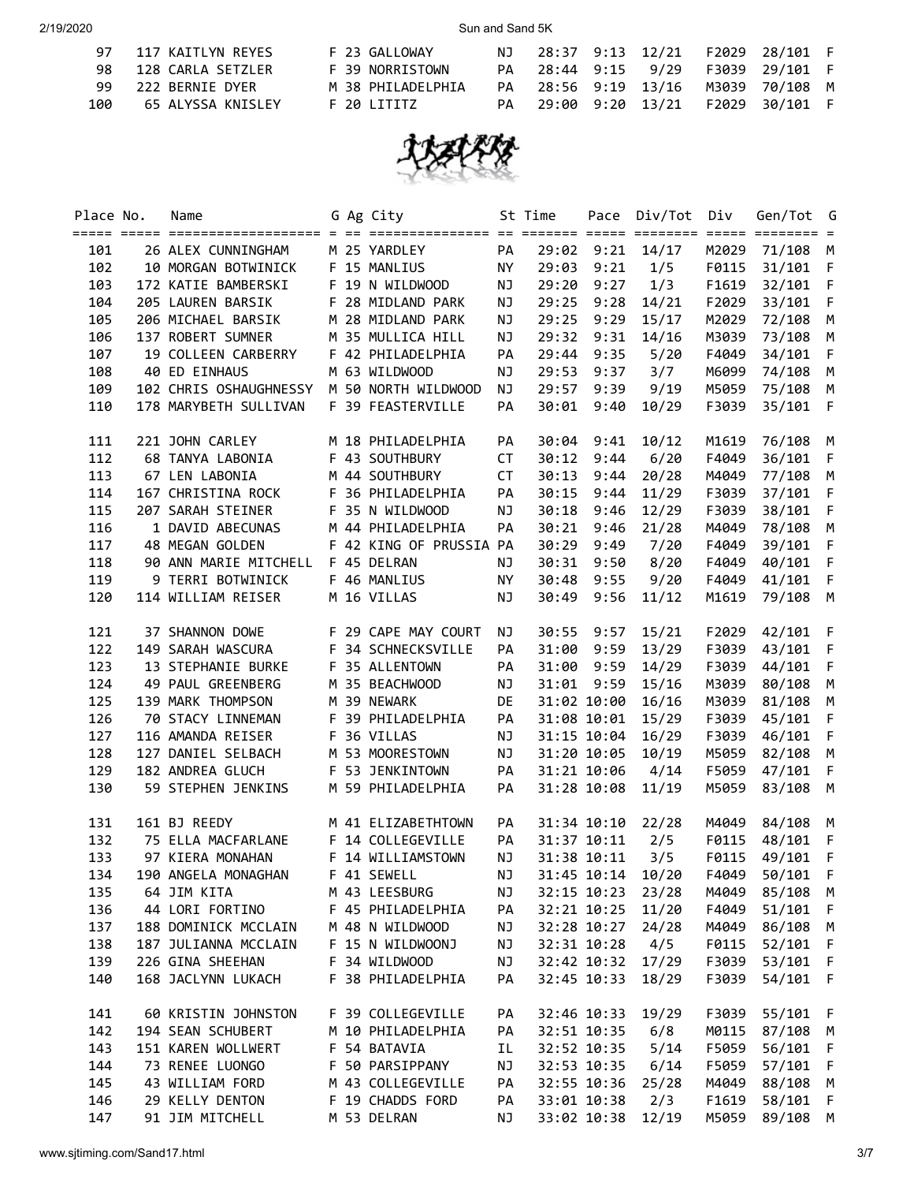| Place | No. | Name | G | Ag | City | St | Time | Pace | Div/Tot | Div | Gen/Tot | G |
|---|---|---|---|---|---|---|---|---|---|---|---|---|
| 97 | 117 | KAITLYN REYES | F | 23 | GALLOWAY | NJ | 28:37 | 9:13 | 12/21 | F2029 | 28/101 | F |
| 98 | 128 | CARLA SETZLER | F | 39 | NORRISTOWN | PA | 28:44 | 9:15 | 9/29 | F3039 | 29/101 | F |
| 99 | 222 | BERNIE DYER | M | 38 | PHILADELPHIA | PA | 28:56 | 9:19 | 13/16 | M3039 | 70/108 | M |
| 100 | 65 | ALYSSA KNISLEY | F | 20 | LITITZ | PA | 29:00 | 9:20 | 13/21 | F2029 | 30/101 | F |
| 101 | 26 | ALEX CUNNINGHAM | M | 25 | YARDLEY | PA | 29:02 | 9:21 | 14/17 | M2029 | 71/108 | M |
| 102 | 10 | MORGAN BOTWINICK | F | 15 | MANLIUS | NY | 29:03 | 9:21 | 1/5 | F0115 | 31/101 | F |
| 103 | 172 | KATIE BAMBERSKI | F | 19 | N WILDWOOD | NJ | 29:20 | 9:27 | 1/3 | F1619 | 32/101 | F |
| 104 | 205 | LAUREN BARSIK | F | 28 | MIDLAND PARK | NJ | 29:25 | 9:28 | 14/21 | F2029 | 33/101 | F |
| 105 | 206 | MICHAEL BARSIK | M | 28 | MIDLAND PARK | NJ | 29:25 | 9:29 | 15/17 | M2029 | 72/108 | M |
| 106 | 137 | ROBERT SUMNER | M | 35 | MULLICA HILL | NJ | 29:32 | 9:31 | 14/16 | M3039 | 73/108 | M |
| 107 | 19 | COLLEEN CARBERRY | F | 42 | PHILADELPHIA | PA | 29:44 | 9:35 | 5/20 | F4049 | 34/101 | F |
| 108 | 40 | ED EINHAUS | M | 63 | WILDWOOD | NJ | 29:53 | 9:37 | 3/7 | M6099 | 74/108 | M |
| 109 | 102 | CHRIS OSHAUGHNESSY | M | 50 | NORTH WILDWOOD | NJ | 29:57 | 9:39 | 9/19 | M5059 | 75/108 | M |
| 110 | 178 | MARYBETH SULLIVAN | F | 39 | FEASTERVILLE | PA | 30:01 | 9:40 | 10/29 | F3039 | 35/101 | F |
| 111 | 221 | JOHN CARLEY | M | 18 | PHILADELPHIA | PA | 30:04 | 9:41 | 10/12 | M1619 | 76/108 | M |
| 112 | 68 | TANYA LABONIA | F | 43 | SOUTHBURY | CT | 30:12 | 9:44 | 6/20 | F4049 | 36/101 | F |
| 113 | 67 | LEN LABONIA | M | 44 | SOUTHBURY | CT | 30:13 | 9:44 | 20/28 | M4049 | 77/108 | M |
| 114 | 167 | CHRISTINA ROCK | F | 36 | PHILADELPHIA | PA | 30:15 | 9:44 | 11/29 | F3039 | 37/101 | F |
| 115 | 207 | SARAH STEINER | F | 35 | N WILDWOOD | NJ | 30:18 | 9:46 | 12/29 | F3039 | 38/101 | F |
| 116 | 1 | DAVID ABECUNAS | M | 44 | PHILADELPHIA | PA | 30:21 | 9:46 | 21/28 | M4049 | 78/108 | M |
| 117 | 48 | MEGAN GOLDEN | F | 42 | KING OF PRUSSIA | PA | 30:29 | 9:49 | 7/20 | F4049 | 39/101 | F |
| 118 | 90 | ANN MARIE MITCHELL | F | 45 | DELRAN | NJ | 30:31 | 9:50 | 8/20 | F4049 | 40/101 | F |
| 119 | 9 | TERRI BOTWINICK | F | 46 | MANLIUS | NY | 30:48 | 9:55 | 9/20 | F4049 | 41/101 | F |
| 120 | 114 | WILLIAM REISER | M | 16 | VILLAS | NJ | 30:49 | 9:56 | 11/12 | M1619 | 79/108 | M |
| 121 | 37 | SHANNON DOWE | F | 29 | CAPE MAY COURT | NJ | 30:55 | 9:57 | 15/21 | F2029 | 42/101 | F |
| 122 | 149 | SARAH WASCURA | F | 34 | SCHNECKSVILLE | PA | 31:00 | 9:59 | 13/29 | F3039 | 43/101 | F |
| 123 | 13 | STEPHANIE BURKE | F | 35 | ALLENTOWN | PA | 31:00 | 9:59 | 14/29 | F3039 | 44/101 | F |
| 124 | 49 | PAUL GREENBERG | M | 35 | BEACHWOOD | NJ | 31:01 | 9:59 | 15/16 | M3039 | 80/108 | M |
| 125 | 139 | MARK THOMPSON | M | 39 | NEWARK | DE | 31:02 | 10:00 | 16/16 | M3039 | 81/108 | M |
| 126 | 70 | STACY LINNEMAN | F | 39 | PHILADELPHIA | PA | 31:08 | 10:01 | 15/29 | F3039 | 45/101 | F |
| 127 | 116 | AMANDA REISER | F | 36 | VILLAS | NJ | 31:15 | 10:04 | 16/29 | F3039 | 46/101 | F |
| 128 | 127 | DANIEL SELBACH | M | 53 | MOORESTOWN | NJ | 31:20 | 10:05 | 10/19 | M5059 | 82/108 | M |
| 129 | 182 | ANDREA GLUCH | F | 53 | JENKINTOWN | PA | 31:21 | 10:06 | 4/14 | F5059 | 47/101 | F |
| 130 | 59 | STEPHEN JENKINS | M | 59 | PHILADELPHIA | PA | 31:28 | 10:08 | 11/19 | M5059 | 83/108 | M |
| 131 | 161 | BJ REEDY | M | 41 | ELIZABETHTOWN | PA | 31:34 | 10:10 | 22/28 | M4049 | 84/108 | M |
| 132 | 75 | ELLA MACFARLANE | F | 14 | COLLEGEVILLE | PA | 31:37 | 10:11 | 2/5 | F0115 | 48/101 | F |
| 133 | 97 | KIERA MONAHAN | F | 14 | WILLIAMSTOWN | NJ | 31:38 | 10:11 | 3/5 | F0115 | 49/101 | F |
| 134 | 190 | ANGELA MONAGHAN | F | 41 | SEWELL | NJ | 31:45 | 10:14 | 10/20 | F4049 | 50/101 | F |
| 135 | 64 | JIM KITA | M | 43 | LEESBURG | NJ | 32:15 | 10:23 | 23/28 | M4049 | 85/108 | M |
| 136 | 44 | LORI FORTINO | F | 45 | PHILADELPHIA | PA | 32:21 | 10:25 | 11/20 | F4049 | 51/101 | F |
| 137 | 188 | DOMINICK MCCLAIN | M | 48 | N WILDWOOD | NJ | 32:28 | 10:27 | 24/28 | M4049 | 86/108 | M |
| 138 | 187 | JULIANNA MCCLAIN | F | 15 | N WILDWOONJ | NJ | 32:31 | 10:28 | 4/5 | F0115 | 52/101 | F |
| 139 | 226 | GINA SHEEHAN | F | 34 | WILDWOOD | NJ | 32:42 | 10:32 | 17/29 | F3039 | 53/101 | F |
| 140 | 168 | JACLYNN LUKACH | F | 38 | PHILADELPHIA | PA | 32:45 | 10:33 | 18/29 | F3039 | 54/101 | F |
| 141 | 60 | KRISTIN JOHNSTON | F | 39 | COLLEGEVILLE | PA | 32:46 | 10:33 | 19/29 | F3039 | 55/101 | F |
| 142 | 194 | SEAN SCHUBERT | M | 10 | PHILADELPHIA | PA | 32:51 | 10:35 | 6/8 | M0115 | 87/108 | M |
| 143 | 151 | KAREN WOLLWERT | F | 54 | BATAVIA | IL | 32:52 | 10:35 | 5/14 | F5059 | 56/101 | F |
| 144 | 73 | RENEE LUONGO | F | 50 | PARSIPPANY | NJ | 32:53 | 10:35 | 6/14 | F5059 | 57/101 | F |
| 145 | 43 | WILLIAM FORD | M | 43 | COLLEGEVILLE | PA | 32:55 | 10:36 | 25/28 | M4049 | 88/108 | M |
| 146 | 29 | KELLY DENTON | F | 19 | CHADDS FORD | PA | 33:01 | 10:38 | 2/3 | F1619 | 58/101 | F |
| 147 | 91 | JIM MITCHELL | M | 53 | DELRAN | NJ | 33:02 | 10:38 | 12/19 | M5059 | 89/108 | M |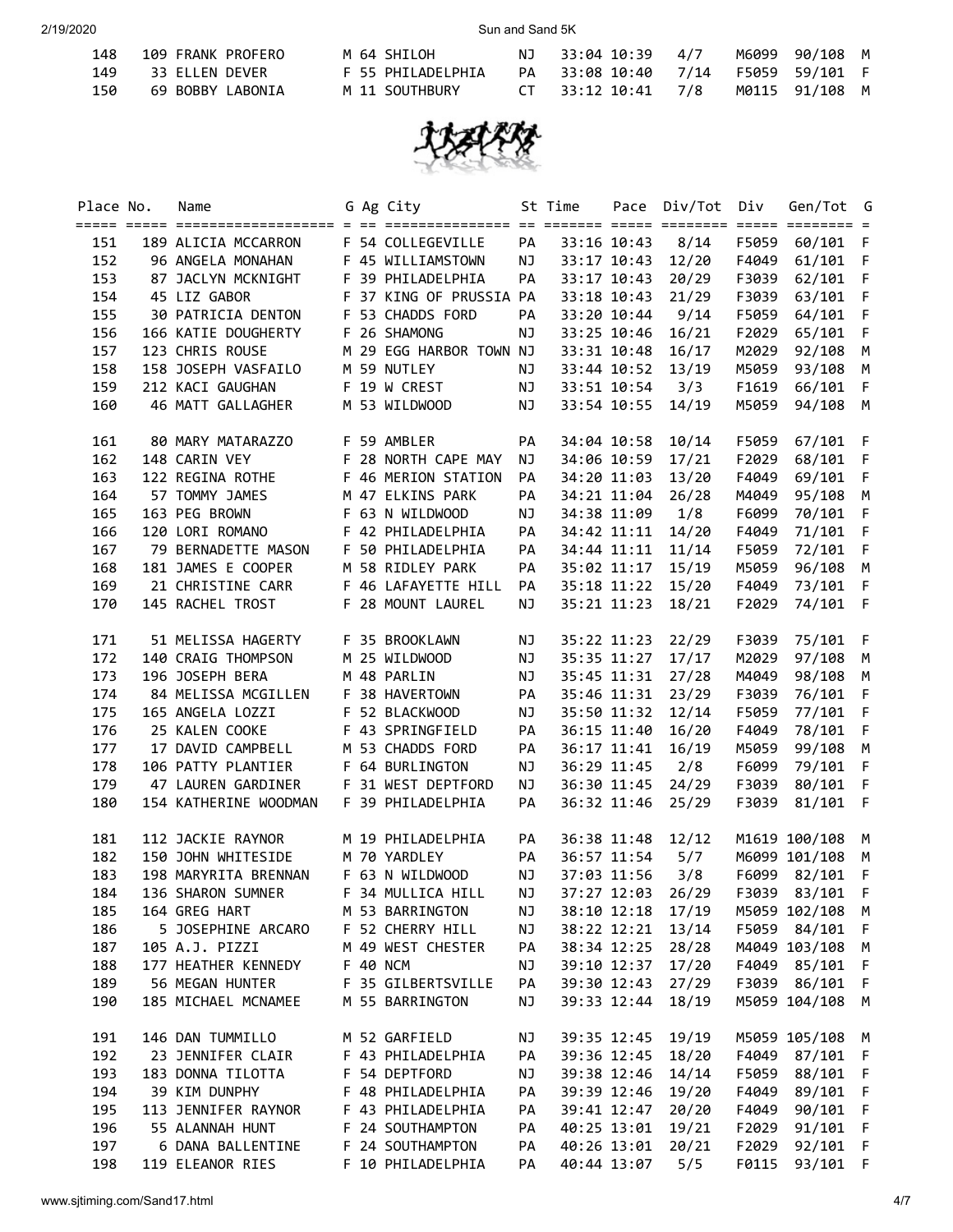| Place | No. | Name | G | Ag | City | St | Time | Pace | Div/Tot | Div | Gen/Tot | G |
|---|---|---|---|---|---|---|---|---|---|---|---|---|
| 148 | 109 | FRANK PROFERO | M | 64 | SHILOH | NJ | 33:04 | 10:39 | 4/7 | M6099 | 90/108 | M |
| 149 | 33 | ELLEN DEVER | F | 55 | PHILADELPHIA | PA | 33:08 | 10:40 | 7/14 | F5059 | 59/101 | F |
| 150 | 69 | BOBBY LABONIA | M | 11 | SOUTHBURY | CT | 33:12 | 10:41 | 7/8 | M0115 | 91/108 | M |
| 151 | 189 | ALICIA MCCARRON | F | 54 | COLLEGEVILLE | PA | 33:16 | 10:43 | 8/14 | F5059 | 60/101 | F |
| 152 | 96 | ANGELA MONAHAN | F | 45 | WILLIAMSTOWN | NJ | 33:17 | 10:43 | 12/20 | F4049 | 61/101 | F |
| 153 | 87 | JACLYN MCKNIGHT | F | 39 | PHILADELPHIA | PA | 33:17 | 10:43 | 20/29 | F3039 | 62/101 | F |
| 154 | 45 | LIZ GABOR | F | 37 | KING OF PRUSSIA | PA | 33:18 | 10:43 | 21/29 | F3039 | 63/101 | F |
| 155 | 30 | PATRICIA DENTON | F | 53 | CHADDS FORD | PA | 33:20 | 10:44 | 9/14 | F5059 | 64/101 | F |
| 156 | 166 | KATIE DOUGHERTY | F | 26 | SHAMONG | NJ | 33:25 | 10:46 | 16/21 | F2029 | 65/101 | F |
| 157 | 123 | CHRIS ROUSE | M | 29 | EGG HARBOR TOWN | NJ | 33:31 | 10:48 | 16/17 | M2029 | 92/108 | M |
| 158 | 158 | JOSEPH VASFAILO | M | 59 | NUTLEY | NJ | 33:44 | 10:52 | 13/19 | M5059 | 93/108 | M |
| 159 | 212 | KACI GAUGHAN | F | 19 | W CREST | NJ | 33:51 | 10:54 | 3/3 | F1619 | 66/101 | F |
| 160 | 46 | MATT GALLAGHER | M | 53 | WILDWOOD | NJ | 33:54 | 10:55 | 14/19 | M5059 | 94/108 | M |
| 161 | 80 | MARY MATARAZZO | F | 59 | AMBLER | PA | 34:04 | 10:58 | 10/14 | F5059 | 67/101 | F |
| 162 | 148 | CARIN VEY | F | 28 | NORTH CAPE MAY | NJ | 34:06 | 10:59 | 17/21 | F2029 | 68/101 | F |
| 163 | 122 | REGINA ROTHE | F | 46 | MERION STATION | PA | 34:20 | 11:03 | 13/20 | F4049 | 69/101 | F |
| 164 | 57 | TOMMY JAMES | M | 47 | ELKINS PARK | PA | 34:21 | 11:04 | 26/28 | M4049 | 95/108 | M |
| 165 | 163 | PEG BROWN | F | 63 | N WILDWOOD | NJ | 34:38 | 11:09 | 1/8 | F6099 | 70/101 | F |
| 166 | 120 | LORI ROMANO | F | 42 | PHILADELPHIA | PA | 34:42 | 11:11 | 14/20 | F4049 | 71/101 | F |
| 167 | 79 | BERNADETTE MASON | F | 50 | PHILADELPHIA | PA | 34:44 | 11:11 | 11/14 | F5059 | 72/101 | F |
| 168 | 181 | JAMES E COOPER | M | 58 | RIDLEY PARK | PA | 35:02 | 11:17 | 15/19 | M5059 | 96/108 | M |
| 169 | 21 | CHRISTINE CARR | F | 46 | LAFAYETTE HILL | PA | 35:18 | 11:22 | 15/20 | F4049 | 73/101 | F |
| 170 | 145 | RACHEL TROST | F | 28 | MOUNT LAUREL | NJ | 35:21 | 11:23 | 18/21 | F2029 | 74/101 | F |
| 171 | 51 | MELISSA HAGERTY | F | 35 | BROOKLAWN | NJ | 35:22 | 11:23 | 22/29 | F3039 | 75/101 | F |
| 172 | 140 | CRAIG THOMPSON | M | 25 | WILDWOOD | NJ | 35:35 | 11:27 | 17/17 | M2029 | 97/108 | M |
| 173 | 196 | JOSEPH BERA | M | 48 | PARLIN | NJ | 35:45 | 11:31 | 27/28 | M4049 | 98/108 | M |
| 174 | 84 | MELISSA MCGILLEN | F | 38 | HAVERTOWN | PA | 35:46 | 11:31 | 23/29 | F3039 | 76/101 | F |
| 175 | 165 | ANGELA LOZZI | F | 52 | BLACKWOOD | NJ | 35:50 | 11:32 | 12/14 | F5059 | 77/101 | F |
| 176 | 25 | KALEN COOKE | F | 43 | SPRINGFIELD | PA | 36:15 | 11:40 | 16/20 | F4049 | 78/101 | F |
| 177 | 17 | DAVID CAMPBELL | M | 53 | CHADDS FORD | PA | 36:17 | 11:41 | 16/19 | M5059 | 99/108 | M |
| 178 | 106 | PATTY PLANTIER | F | 64 | BURLINGTON | NJ | 36:29 | 11:45 | 2/8 | F6099 | 79/101 | F |
| 179 | 47 | LAUREN GARDINER | F | 31 | WEST DEPTFORD | NJ | 36:30 | 11:45 | 24/29 | F3039 | 80/101 | F |
| 180 | 154 | KATHERINE WOODMAN | F | 39 | PHILADELPHIA | PA | 36:32 | 11:46 | 25/29 | F3039 | 81/101 | F |
| 181 | 112 | JACKIE RAYNOR | M | 19 | PHILADELPHIA | PA | 36:38 | 11:48 | 12/12 | M1619 | 100/108 | M |
| 182 | 150 | JOHN WHITESIDE | M | 70 | YARDLEY | PA | 36:57 | 11:54 | 5/7 | M6099 | 101/108 | M |
| 183 | 198 | MARYRITA BRENNAN | F | 63 | N WILDWOOD | NJ | 37:03 | 11:56 | 3/8 | F6099 | 82/101 | F |
| 184 | 136 | SHARON SUMNER | F | 34 | MULLICA HILL | NJ | 37:27 | 12:03 | 26/29 | F3039 | 83/101 | F |
| 185 | 164 | GREG HART | M | 53 | BARRINGTON | NJ | 38:10 | 12:18 | 17/19 | M5059 | 102/108 | M |
| 186 | 5 | JOSEPHINE ARCARO | F | 52 | CHERRY HILL | NJ | 38:22 | 12:21 | 13/14 | F5059 | 84/101 | F |
| 187 | 105 | A.J. PIZZI | M | 49 | WEST CHESTER | PA | 38:34 | 12:25 | 28/28 | M4049 | 103/108 | M |
| 188 | 177 | HEATHER KENNEDY | F | 40 | NCM | NJ | 39:10 | 12:37 | 17/20 | F4049 | 85/101 | F |
| 189 | 56 | MEGAN HUNTER | F | 35 | GILBERTSVILLE | PA | 39:30 | 12:43 | 27/29 | F3039 | 86/101 | F |
| 190 | 185 | MICHAEL MCNAMEE | M | 55 | BARRINGTON | NJ | 39:33 | 12:44 | 18/19 | M5059 | 104/108 | M |
| 191 | 146 | DAN TUMMILLO | M | 52 | GARFIELD | NJ | 39:35 | 12:45 | 19/19 | M5059 | 105/108 | M |
| 192 | 23 | JENNIFER CLAIR | F | 43 | PHILADELPHIA | PA | 39:36 | 12:45 | 18/20 | F4049 | 87/101 | F |
| 193 | 183 | DONNA TILOTTA | F | 54 | DEPTFORD | NJ | 39:38 | 12:46 | 14/14 | F5059 | 88/101 | F |
| 194 | 39 | KIM DUNPHY | F | 48 | PHILADELPHIA | PA | 39:39 | 12:46 | 19/20 | F4049 | 89/101 | F |
| 195 | 113 | JENNIFER RAYNOR | F | 43 | PHILADELPHIA | PA | 39:41 | 12:47 | 20/20 | F4049 | 90/101 | F |
| 196 | 55 | ALANNAH HUNT | F | 24 | SOUTHAMPTON | PA | 40:25 | 13:01 | 19/21 | F2029 | 91/101 | F |
| 197 | 6 | DANA BALLENTINE | F | 24 | SOUTHAMPTON | PA | 40:26 | 13:01 | 20/21 | F2029 | 92/101 | F |
| 198 | 119 | ELEANOR RIES | F | 10 | PHILADELPHIA | PA | 40:44 | 13:07 | 5/5 | F0115 | 93/101 | F |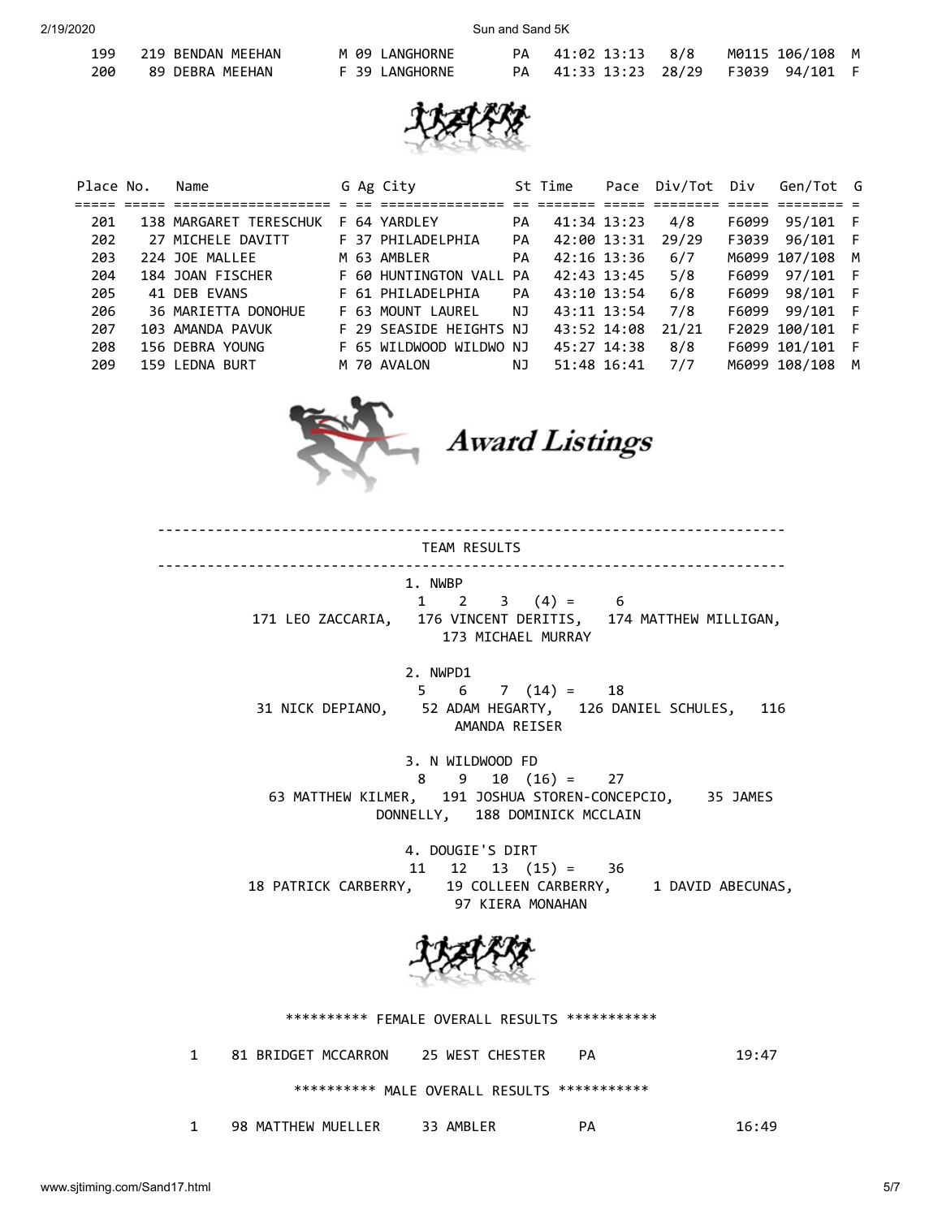| Place | No. | Name | G | Ag | City | St | Time | Pace | Div/Tot | Div | Gen/Tot | G |
|---|---|---|---|---|---|---|---|---|---|---|---|---|
| 199 | 219 | BENDAN MEEHAN | M | 09 | LANGHORNE | PA | 41:02 | 13:13 | 8/8 | M0115 | 106/108 | M |
| 200 | 89 | DEBRA MEEHAN | F | 39 | LANGHORNE | PA | 41:33 | 13:23 | 28/29 | F3039 | 94/101 | F |
| 201 | 138 | MARGARET TERESCHUK | F | 64 | YARDLEY | PA | 41:34 | 13:23 | 4/8 | F6099 | 95/101 | F |
| 202 | 27 | MICHELE DAVITT | F | 37 | PHILADELPHIA | PA | 42:00 | 13:31 | 29/29 | F3039 | 96/101 | F |
| 203 | 224 | JOE MALLEE | M | 63 | AMBLER | PA | 42:16 | 13:36 | 6/7 | M6099 | 107/108 | M |
| 204 | 184 | JOAN FISCHER | F | 60 | HUNTINGTON VALL | PA | 42:43 | 13:45 | 5/8 | F6099 | 97/101 | F |
| 205 | 41 | DEB EVANS | F | 61 | PHILADELPHIA | PA | 43:10 | 13:54 | 6/8 | F6099 | 98/101 | F |
| 206 | 36 | MARIETTA DONOHUE | F | 63 | MOUNT LAUREL | NJ | 43:11 | 13:54 | 7/8 | F6099 | 99/101 | F |
| 207 | 103 | AMANDA PAVUK | F | 29 | SEASIDE HEIGHTS | NJ | 43:52 | 14:08 | 21/21 | F2029 | 100/101 | F |
| 208 | 156 | DEBRA YOUNG | F | 65 | WILDWOOD WILDWO | NJ | 45:27 | 14:38 | 8/8 | F6099 | 101/101 | F |
| 209 | 159 | LEDNA BURT | M | 70 | AVALON | NJ | 51:48 | 16:41 | 7/7 | M6099 | 108/108 | M |

# Award Listings

## TEAM RESULTS

1. NWBP
   1 2 3 (4) = 6
   171 LEO ZACCARIA, 176 VINCENT DERITIS, 174 MATTHEW MILLIGAN, 173 MICHAEL MURRAY

2. NWPD1
   5 6 7 (14) = 18
   31 NICK DEPIANO, 52 ADAM HEGARTY, 126 DANIEL SCHULES, 116 AMANDA REISER

3. N WILDWOOD FD
   8 9 10 (16) = 27
   63 MATTHEW KILMER, 191 JOSHUA STOREN-CONCEPCIO, 35 JAMES DONNELLY, 188 DOMINICK MCCLAIN

4. DOUGIE'S DIRT
   11 12 13 (15) = 36
   18 PATRICK CARBERRY, 19 COLLEEN CARBERRY, 1 DAVID ABECUNAS, 97 KIERA MONAHAN

********** FEMALE OVERALL RESULTS ***********

| | | | | | | |
|---|---|---|---|---|---|---|
| 1 | 81 | BRIDGET MCCARRON | 25 | WEST CHESTER | PA | 19:47 |

********** MALE OVERALL RESULTS ***********

| | | | | | | |
|---|---|---|---|---|---|---|
| 1 | 98 | MATTHEW MUELLER | 33 | AMBLER | PA | 16:49 |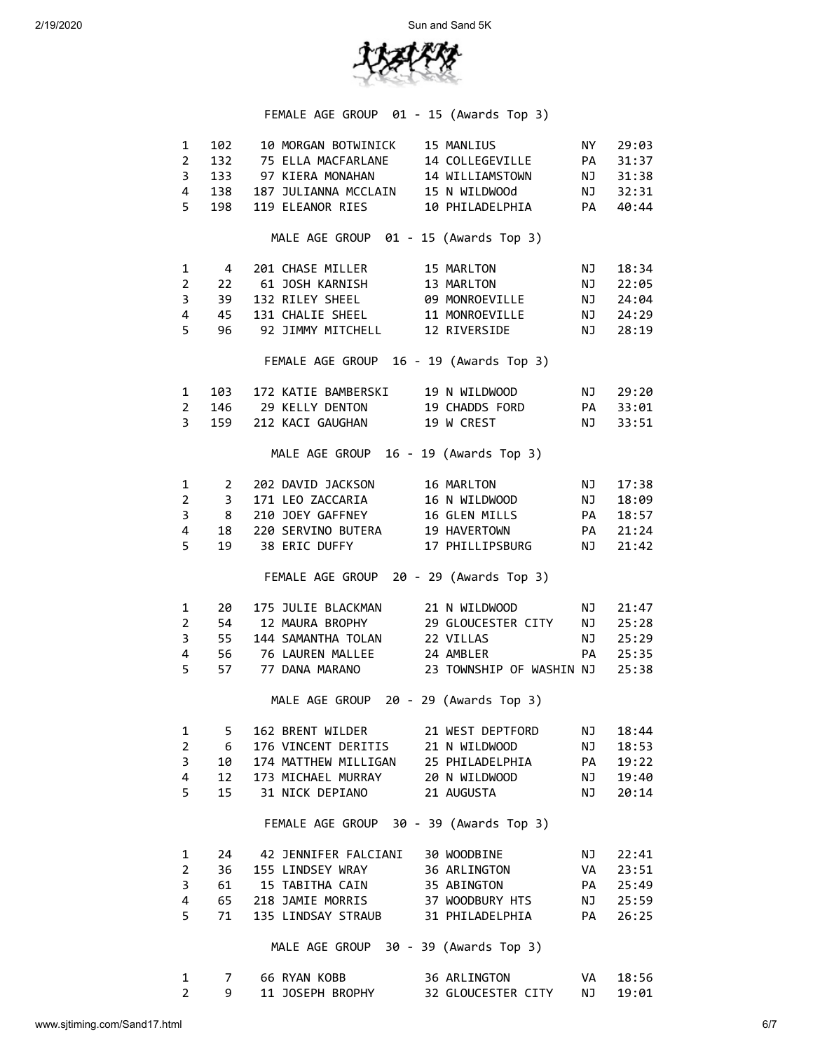FEMALE AGE GROUP 01 - 15 (Awards Top 3)

| | | | | | | | |
|---|---|---|---|---|---|---|---|
| 1 | 102 | 10 | MORGAN BOTWINICK | 15 | MANLIUS | NY | 29:03 |
| 2 | 132 | 75 | ELLA MACFARLANE | 14 | COLLEGEVILLE | PA | 31:37 |
| 3 | 133 | 97 | KIERA MONAHAN | 14 | WILLIAMSTOWN | NJ | 31:38 |
| 4 | 138 | 187 | JULIANNA MCCLAIN | 15 | N WILDWOOd | NJ | 32:31 |
| 5 | 198 | 119 | ELEANOR RIES | 10 | PHILADELPHIA | PA | 40:44 |

MALE AGE GROUP 01 - 15 (Awards Top 3)

| | | | | | | | |
|---|---|---|---|---|---|---|---|
| 1 | 4 | 201 | CHASE MILLER | 15 | MARLTON | NJ | 18:34 |
| 2 | 22 | 61 | JOSH KARNISH | 13 | MARLTON | NJ | 22:05 |
| 3 | 39 | 132 | RILEY SHEEL | 09 | MONROEVILLE | NJ | 24:04 |
| 4 | 45 | 131 | CHALIE SHEEL | 11 | MONROEVILLE | NJ | 24:29 |
| 5 | 96 | 92 | JIMMY MITCHELL | 12 | RIVERSIDE | NJ | 28:19 |

FEMALE AGE GROUP 16 - 19 (Awards Top 3)

| | | | | | | | |
|---|---|---|---|---|---|---|---|
| 1 | 103 | 172 | KATIE BAMBERSKI | 19 | N WILDWOOD | NJ | 29:20 |
| 2 | 146 | 29 | KELLY DENTON | 19 | CHADDS FORD | PA | 33:01 |
| 3 | 159 | 212 | KACI GAUGHAN | 19 | W CREST | NJ | 33:51 |

MALE AGE GROUP 16 - 19 (Awards Top 3)

| | | | | | | | |
|---|---|---|---|---|---|---|---|
| 1 | 2 | 202 | DAVID JACKSON | 16 | MARLTON | NJ | 17:38 |
| 2 | 3 | 171 | LEO ZACCARIA | 16 | N WILDWOOD | NJ | 18:09 |
| 3 | 8 | 210 | JOEY GAFFNEY | 16 | GLEN MILLS | PA | 18:57 |
| 4 | 18 | 220 | SERVINO BUTERA | 19 | HAVERTOWN | PA | 21:24 |
| 5 | 19 | 38 | ERIC DUFFY | 17 | PHILLIPSBURG | NJ | 21:42 |

FEMALE AGE GROUP 20 - 29 (Awards Top 3)

| | | | | | | | |
|---|---|---|---|---|---|---|---|
| 1 | 20 | 175 | JULIE BLACKMAN | 21 | N WILDWOOD | NJ | 21:47 |
| 2 | 54 | 12 | MAURA BROPHY | 29 | GLOUCESTER CITY | NJ | 25:28 |
| 3 | 55 | 144 | SAMANTHA TOLAN | 22 | VILLAS | NJ | 25:29 |
| 4 | 56 | 76 | LAUREN MALLEE | 24 | AMBLER | PA | 25:35 |
| 5 | 57 | 77 | DANA MARANO | 23 | TOWNSHIP OF WASHIN | NJ | 25:38 |

MALE AGE GROUP 20 - 29 (Awards Top 3)

| | | | | | | | |
|---|---|---|---|---|---|---|---|
| 1 | 5 | 162 | BRENT WILDER | 21 | WEST DEPTFORD | NJ | 18:44 |
| 2 | 6 | 176 | VINCENT DERITIS | 21 | N WILDWOOD | NJ | 18:53 |
| 3 | 10 | 174 | MATTHEW MILLIGAN | 25 | PHILADELPHIA | PA | 19:22 |
| 4 | 12 | 173 | MICHAEL MURRAY | 20 | N WILDWOOD | NJ | 19:40 |
| 5 | 15 | 31 | NICK DEPIANO | 21 | AUGUSTA | NJ | 20:14 |

FEMALE AGE GROUP 30 - 39 (Awards Top 3)

| | | | | | | | |
|---|---|---|---|---|---|---|---|
| 1 | 24 | 42 | JENNIFER FALCIANI | 30 | WOODBINE | NJ | 22:41 |
| 2 | 36 | 155 | LINDSEY WRAY | 36 | ARLINGTON | VA | 23:51 |
| 3 | 61 | 15 | TABITHA CAIN | 35 | ABINGTON | PA | 25:49 |
| 4 | 65 | 218 | JAMIE MORRIS | 37 | WOODBURY HTS | NJ | 25:59 |
| 5 | 71 | 135 | LINDSAY STRAUB | 31 | PHILADELPHIA | PA | 26:25 |

MALE AGE GROUP 30 - 39 (Awards Top 3)

| | | | | | | | |
|---|---|---|---|---|---|---|---|
| 1 | 7 | 66 | RYAN KOBB | 36 | ARLINGTON | VA | 18:56 |
| 2 | 9 | 11 | JOSEPH BROPHY | 32 | GLOUCESTER CITY | NJ | 19:01 |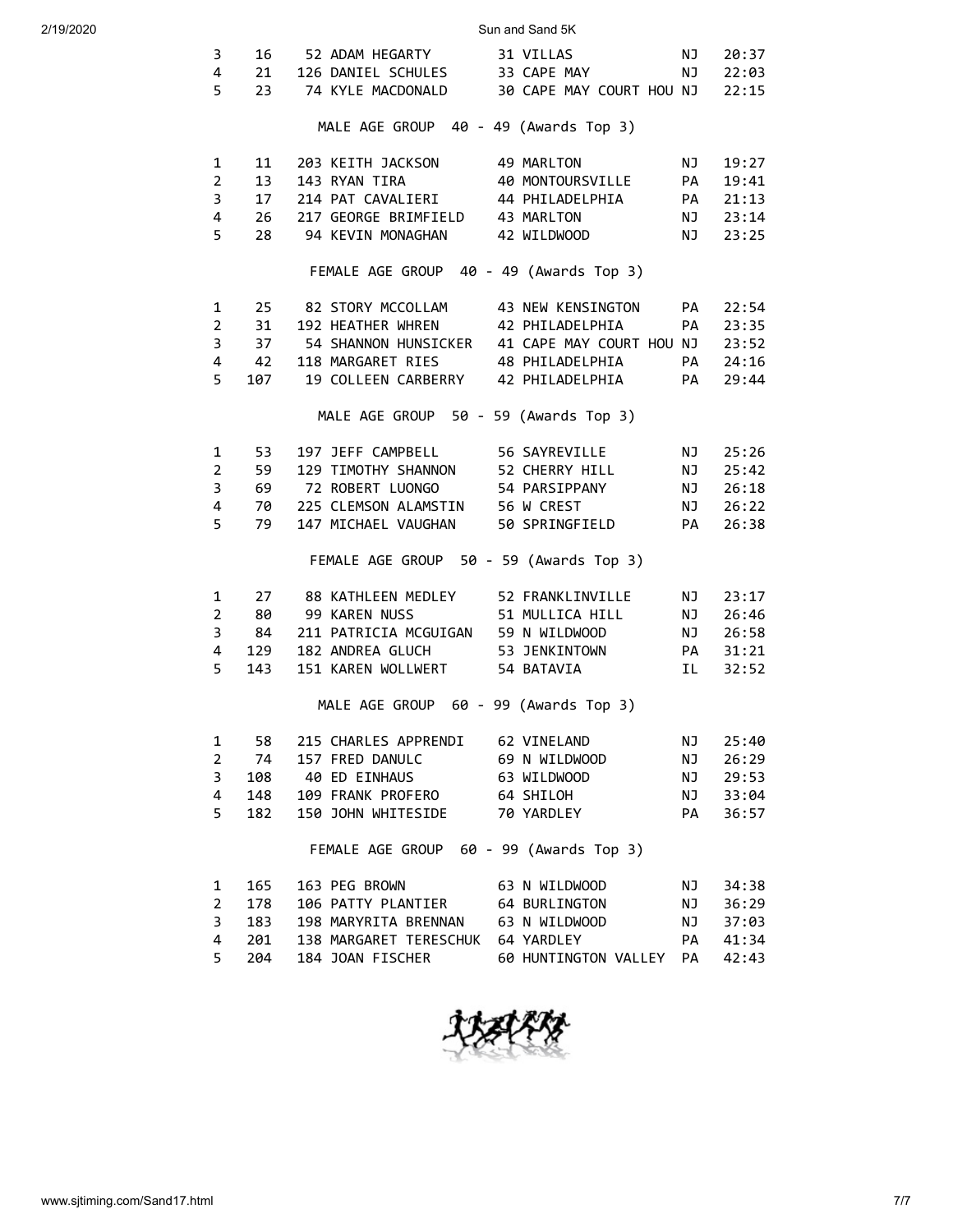| | | | | | | |
|---|---|---|---|---|---|---|
| 3 | 16 | 52 | ADAM HEGARTY | 31 | VILLAS | NJ | 20:37 |
| 4 | 21 | 126 | DANIEL SCHULES | 33 | CAPE MAY | NJ | 22:03 |
| 5 | 23 | 74 | KYLE MACDONALD | 30 | CAPE MAY COURT HOU | NJ | 22:15 |

MALE AGE GROUP 40 - 49 (Awards Top 3)

| | | | | | | | |
|---|---|---|---|---|---|---|---|
| 1 | 11 | 203 | KEITH JACKSON | 49 | MARLTON | NJ | 19:27 |
| 2 | 13 | 143 | RYAN TIRA | 40 | MONTOURSVILLE | PA | 19:41 |
| 3 | 17 | 214 | PAT CAVALIERI | 44 | PHILADELPHIA | PA | 21:13 |
| 4 | 26 | 217 | GEORGE BRIMFIELD | 43 | MARLTON | NJ | 23:14 |
| 5 | 28 | 94 | KEVIN MONAGHAN | 42 | WILDWOOD | NJ | 23:25 |

FEMALE AGE GROUP 40 - 49 (Awards Top 3)

| | | | | | | | |
|---|---|---|---|---|---|---|---|
| 1 | 25 | 82 | STORY MCCOLLAM | 43 | NEW KENSINGTON | PA | 22:54 |
| 2 | 31 | 192 | HEATHER WHREN | 42 | PHILADELPHIA | PA | 23:35 |
| 3 | 37 | 54 | SHANNON HUNSICKER | 41 | CAPE MAY COURT HOU | NJ | 23:52 |
| 4 | 42 | 118 | MARGARET RIES | 48 | PHILADELPHIA | PA | 24:16 |
| 5 | 107 | 19 | COLLEEN CARBERRY | 42 | PHILADELPHIA | PA | 29:44 |

MALE AGE GROUP 50 - 59 (Awards Top 3)

| | | | | | | | |
|---|---|---|---|---|---|---|---|
| 1 | 53 | 197 | JEFF CAMPBELL | 56 | SAYREVILLE | NJ | 25:26 |
| 2 | 59 | 129 | TIMOTHY SHANNON | 52 | CHERRY HILL | NJ | 25:42 |
| 3 | 69 | 72 | ROBERT LUONGO | 54 | PARSIPPANY | NJ | 26:18 |
| 4 | 70 | 225 | CLEMSON ALAMSTIN | 56 | W CREST | NJ | 26:22 |
| 5 | 79 | 147 | MICHAEL VAUGHAN | 50 | SPRINGFIELD | PA | 26:38 |

FEMALE AGE GROUP 50 - 59 (Awards Top 3)

| | | | | | | | |
|---|---|---|---|---|---|---|---|
| 1 | 27 | 88 | KATHLEEN MEDLEY | 52 | FRANKLINVILLE | NJ | 23:17 |
| 2 | 80 | 99 | KAREN NUSS | 51 | MULLICA HILL | NJ | 26:46 |
| 3 | 84 | 211 | PATRICIA MCGUIGAN | 59 | N WILDWOOD | NJ | 26:58 |
| 4 | 129 | 182 | ANDREA GLUCH | 53 | JENKINTOWN | PA | 31:21 |
| 5 | 143 | 151 | KAREN WOLLWERT | 54 | BATAVIA | IL | 32:52 |

MALE AGE GROUP 60 - 99 (Awards Top 3)

| | | | | | | | |
|---|---|---|---|---|---|---|---|
| 1 | 58 | 215 | CHARLES APPRENDI | 62 | VINELAND | NJ | 25:40 |
| 2 | 74 | 157 | FRED DANULC | 69 | N WILDWOOD | NJ | 26:29 |
| 3 | 108 | 40 | ED EINHAUS | 63 | WILDWOOD | NJ | 29:53 |
| 4 | 148 | 109 | FRANK PROFERO | 64 | SHILOH | NJ | 33:04 |
| 5 | 182 | 150 | JOHN WHITESIDE | 70 | YARDLEY | PA | 36:57 |

FEMALE AGE GROUP 60 - 99 (Awards Top 3)

| | | | | | | | |
|---|---|---|---|---|---|---|---|
| 1 | 165 | 163 | PEG BROWN | 63 | N WILDWOOD | NJ | 34:38 |
| 2 | 178 | 106 | PATTY PLANTIER | 64 | BURLINGTON | NJ | 36:29 |
| 3 | 183 | 198 | MARYRITA BRENNAN | 63 | N WILDWOOD | NJ | 37:03 |
| 4 | 201 | 138 | MARGARET TERESCHUK | 64 | YARDLEY | PA | 41:34 |
| 5 | 204 | 184 | JOAN FISCHER | 60 | HUNTINGTON VALLEY | PA | 42:43 |